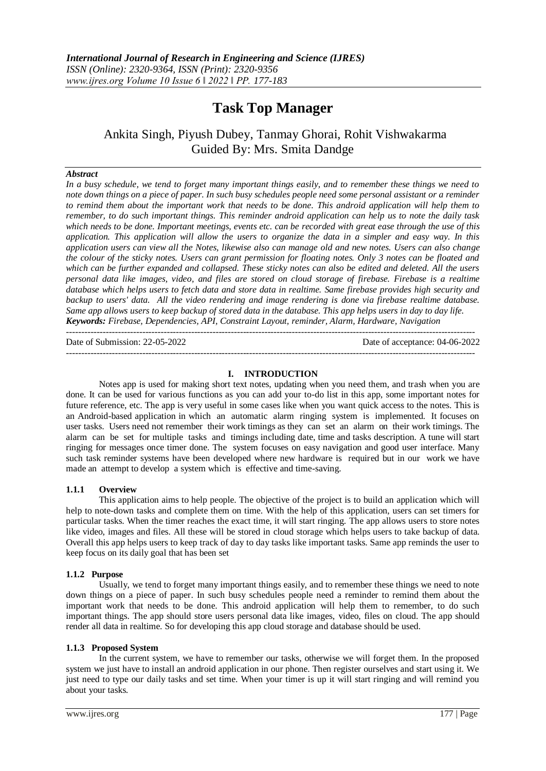# Task Top Manager

Ankita Singh, Piyush Dubey, Tanmay Ghorai, Rohit Vishwakarma
Guided By: Mrs. Smita Dandge

***Abstract***

*In a busy schedule, we tend to forget many important things easily, and to remember these things we need to note down things on a piece of paper. In such busy schedules people need some personal assistant or a reminder to remind them about the important work that needs to be done. This android application will help them to remember, to do such important things. This reminder android application can help us to note the daily task which needs to be done. Important meetings, events etc. can be recorded with great ease through the use of this application. This application will allow the users to organize the data in a simpler and easy way. In this application users can view all the Notes, likewise also can manage old and new notes. Users can also change the colour of the sticky notes. Users can grant permission for floating notes. Only 3 notes can be floated and which can be further expanded and collapsed. These sticky notes can also be edited and deleted. All the users personal data like images, video, and files are stored on cloud storage of firebase. Firebase is a realtime database which helps users to fetch data and store data in realtime. Same firebase provides high security and backup to users' data. All the video rendering and image rendering is done via firebase realtime database. Same app allows users to keep backup of stored data in the database. This app helps users in day to day life.*

***Keywords:*** *Firebase, Dependencies, API, Constraint Layout, reminder, Alarm, Hardware, Navigation*

---

Date of Submission: 22-05-2022 Date of acceptance: 04-06-2022

---

## I. INTRODUCTION

Notes app is used for making short text notes, updating when you need them, and trash when you are done. It can be used for various functions as you can add your to-do list in this app, some important notes for future reference, etc. The app is very useful in some cases like when you want quick access to the notes. This is an Android-based application in which an automatic alarm ringing system is implemented. It focuses on user tasks. Users need not remember their work timings as they can set an alarm on their work timings. The alarm can be set for multiple tasks and timings including date, time and tasks description. A tune will start ringing for messages once timer done. The system focuses on easy navigation and good user interface. Many such task reminder systems have been developed where new hardware is required but in our work we have made an attempt to develop a system which is effective and time-saving.

### 1.1.1 Overview

This application aims to help people. The objective of the project is to build an application which will help to note-down tasks and complete them on time. With the help of this application, users can set timers for particular tasks. When the timer reaches the exact time, it will start ringing. The app allows users to store notes like video, images and files. All these will be stored in cloud storage which helps users to take backup of data. Overall this app helps users to keep track of day to day tasks like important tasks. Same app reminds the user to keep focus on its daily goal that has been set

### 1.1.2 Purpose

Usually, we tend to forget many important things easily, and to remember these things we need to note down things on a piece of paper. In such busy schedules people need a reminder to remind them about the important work that needs to be done. This android application will help them to remember, to do such important things. The app should store users personal data like images, video, files on cloud. The app should render all data in realtime. So for developing this app cloud storage and database should be used.

### 1.1.3 Proposed System

In the current system, we have to remember our tasks, otherwise we will forget them. In the proposed system we just have to install an android application in our phone. Then register ourselves and start using it. We just need to type our daily tasks and set time. When your timer is up it will start ringing and will remind you about your tasks.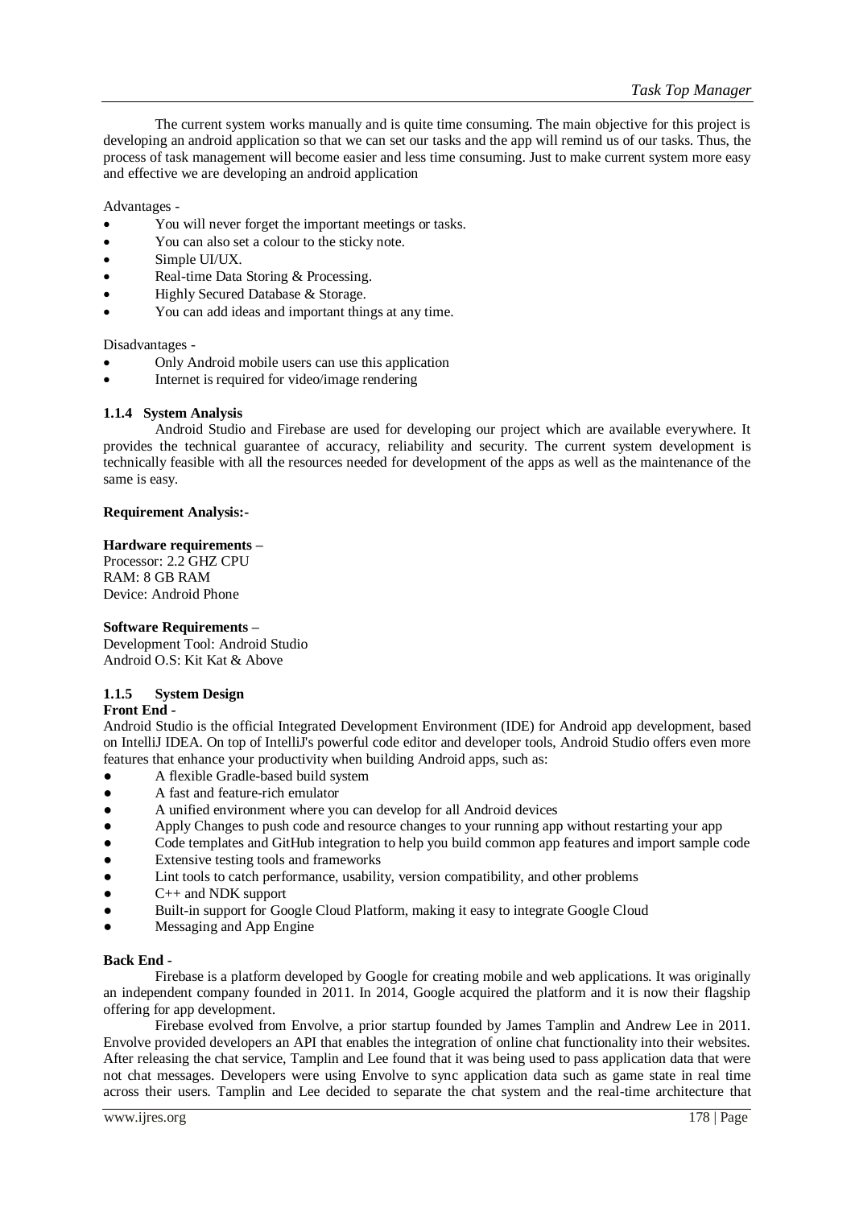The current system works manually and is quite time consuming. The main objective for this project is developing an android application so that we can set our tasks and the app will remind us of our tasks. Thus, the process of task management will become easier and less time consuming. Just to make current system more easy and effective we are developing an android application

Advantages -

- You will never forget the important meetings or tasks.
- You can also set a colour to the sticky note.
- Simple UI/UX.
- Real-time Data Storing & Processing.
- Highly Secured Database & Storage.
- You can add ideas and important things at any time.

Disadvantages -

- Only Android mobile users can use this application
- Internet is required for video/image rendering

### 1.1.4 System Analysis

Android Studio and Firebase are used for developing our project which are available everywhere. It provides the technical guarantee of accuracy, reliability and security. The current system development is technically feasible with all the resources needed for development of the apps as well as the maintenance of the same is easy.

**Requirement Analysis:-**

**Hardware requirements –**
Processor: 2.2 GHZ CPU
RAM: 8 GB RAM
Device: Android Phone

**Software Requirements –**
Development Tool: Android Studio
Android O.S: Kit Kat & Above

### 1.1.5 System Design

**Front End -**

Android Studio is the official Integrated Development Environment (IDE) for Android app development, based on IntelliJ IDEA. On top of IntelliJ's powerful code editor and developer tools, Android Studio offers even more features that enhance your productivity when building Android apps, such as:

- A flexible Gradle-based build system
- A fast and feature-rich emulator
- A unified environment where you can develop for all Android devices
- Apply Changes to push code and resource changes to your running app without restarting your app
- Code templates and GitHub integration to help you build common app features and import sample code
- Extensive testing tools and frameworks
- Lint tools to catch performance, usability, version compatibility, and other problems
- C++ and NDK support
- Built-in support for Google Cloud Platform, making it easy to integrate Google Cloud
- Messaging and App Engine

**Back End -**

Firebase is a platform developed by Google for creating mobile and web applications. It was originally an independent company founded in 2011. In 2014, Google acquired the platform and it is now their flagship offering for app development.

Firebase evolved from Envolve, a prior startup founded by James Tamplin and Andrew Lee in 2011. Envolve provided developers an API that enables the integration of online chat functionality into their websites. After releasing the chat service, Tamplin and Lee found that it was being used to pass application data that were not chat messages. Developers were using Envolve to sync application data such as game state in real time across their users. Tamplin and Lee decided to separate the chat system and the real-time architecture that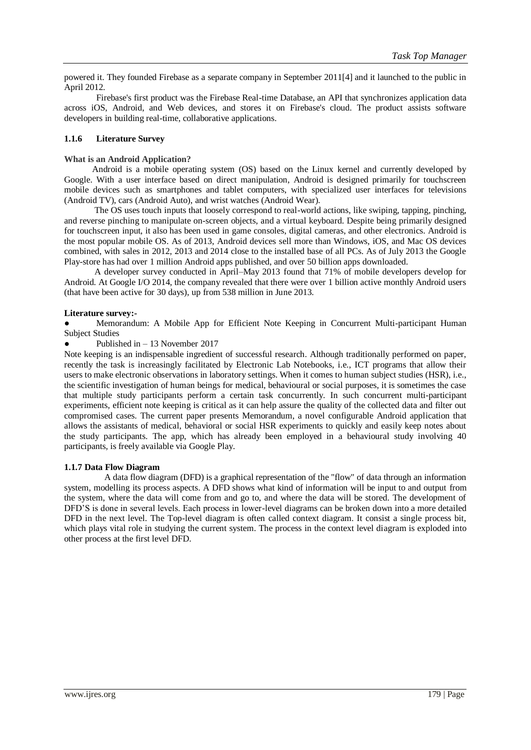powered it. They founded Firebase as a separate company in September 2011[4] and it launched to the public in April 2012.

Firebase's first product was the Firebase Real-time Database, an API that synchronizes application data across iOS, Android, and Web devices, and stores it on Firebase's cloud. The product assists software developers in building real-time, collaborative applications.

### 1.1.6 Literature Survey

**What is an Android Application?**

Android is a mobile operating system (OS) based on the Linux kernel and currently developed by Google. With a user interface based on direct manipulation, Android is designed primarily for touchscreen mobile devices such as smartphones and tablet computers, with specialized user interfaces for televisions (Android TV), cars (Android Auto), and wrist watches (Android Wear).

The OS uses touch inputs that loosely correspond to real-world actions, like swiping, tapping, pinching, and reverse pinching to manipulate on-screen objects, and a virtual keyboard. Despite being primarily designed for touchscreen input, it also has been used in game consoles, digital cameras, and other electronics. Android is the most popular mobile OS. As of 2013, Android devices sell more than Windows, iOS, and Mac OS devices combined, with sales in 2012, 2013 and 2014 close to the installed base of all PCs. As of July 2013 the Google Play-store has had over 1 million Android apps published, and over 50 billion apps downloaded.

A developer survey conducted in April–May 2013 found that 71% of mobile developers develop for Android. At Google I/O 2014, the company revealed that there were over 1 billion active monthly Android users (that have been active for 30 days), up from 538 million in June 2013.

**Literature survey:-**

- Memorandum: A Mobile App for Efficient Note Keeping in Concurrent Multi-participant Human Subject Studies
- Published in – 13 November 2017

Note keeping is an indispensable ingredient of successful research. Although traditionally performed on paper, recently the task is increasingly facilitated by Electronic Lab Notebooks, i.e., ICT programs that allow their users to make electronic observations in laboratory settings. When it comes to human subject studies (HSR), i.e., the scientific investigation of human beings for medical, behavioural or social purposes, it is sometimes the case that multiple study participants perform a certain task concurrently. In such concurrent multi-participant experiments, efficient note keeping is critical as it can help assure the quality of the collected data and filter out compromised cases. The current paper presents Memorandum, a novel configurable Android application that allows the assistants of medical, behavioral or social HSR experiments to quickly and easily keep notes about the study participants. The app, which has already been employed in a behavioural study involving 40 participants, is freely available via Google Play.

### 1.1.7 Data Flow Diagram

A data flow diagram (DFD) is a graphical representation of the "flow" of data through an information system, modelling its process aspects. A DFD shows what kind of information will be input to and output from the system, where the data will come from and go to, and where the data will be stored. The development of DFD'S is done in several levels. Each process in lower-level diagrams can be broken down into a more detailed DFD in the next level. The Top-level diagram is often called context diagram. It consist a single process bit, which plays vital role in studying the current system. The process in the context level diagram is exploded into other process at the first level DFD.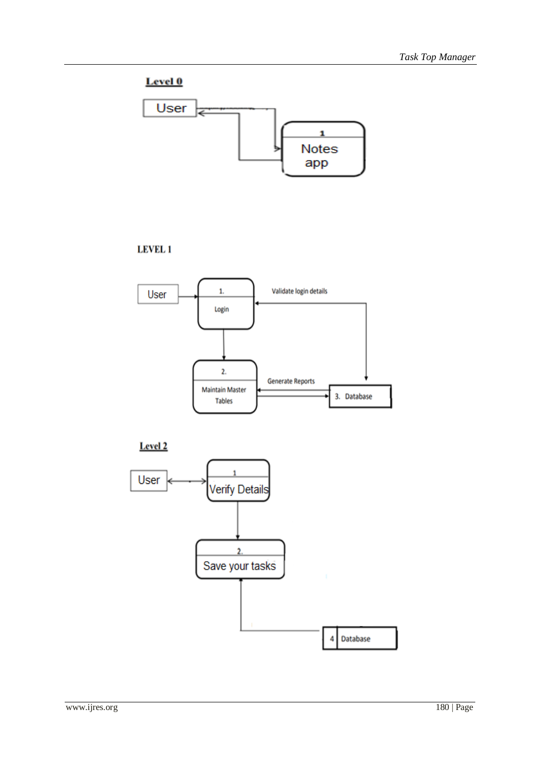**Level 0**

User

1

Notes app

**LEVEL 1**

User

1.

Login

Validate login details

2.

Maintain Master Tables

Generate Reports

3. Database

**Level 2**

User

1

Verify Details

2.

Save your tasks

4 Database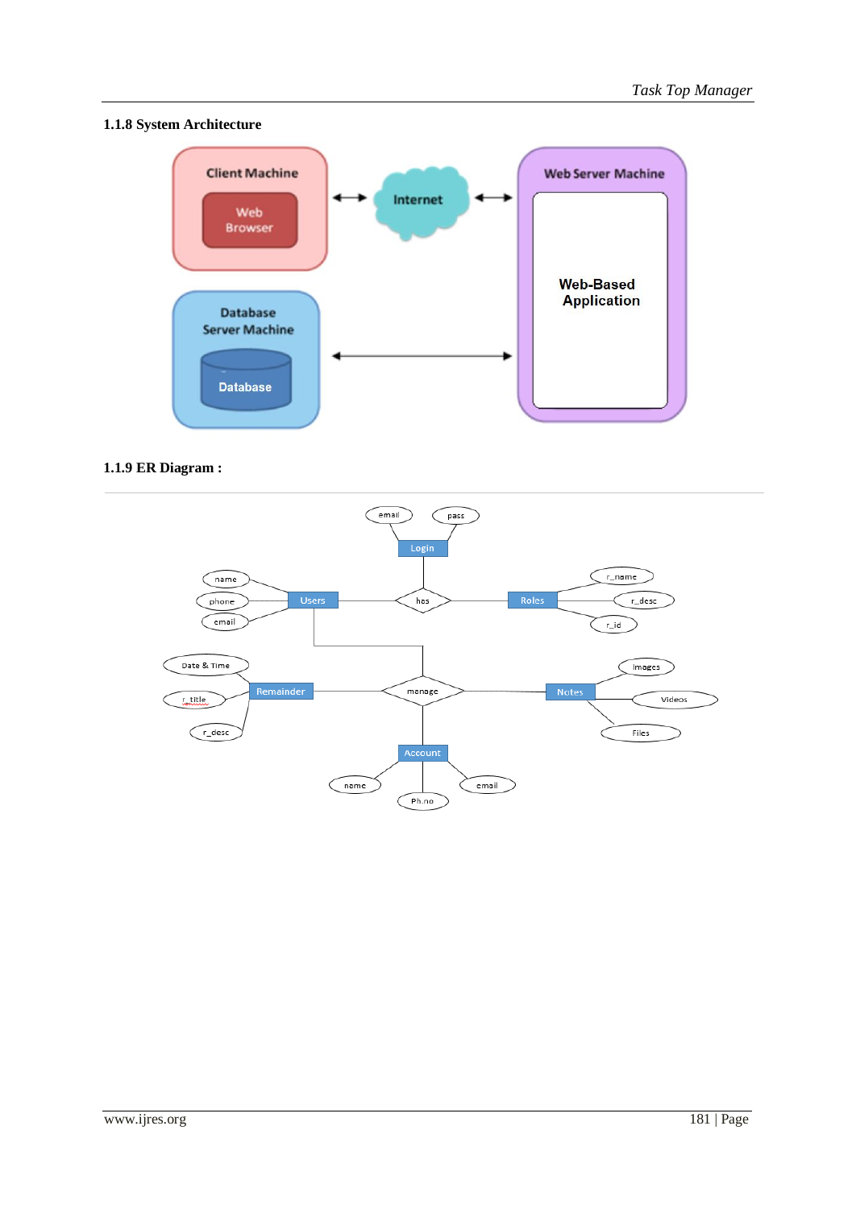### 1.1.8 System Architecture

### 1.1.9 ER Diagram :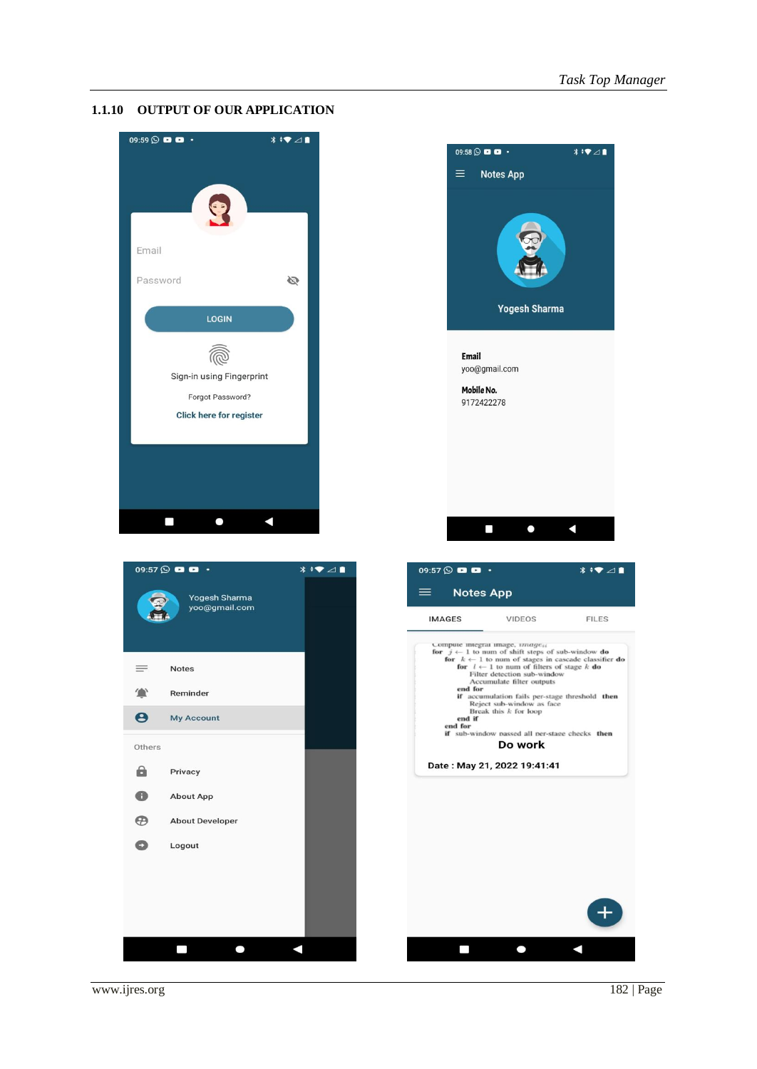### 1.1.10 OUTPUT OF OUR APPLICATION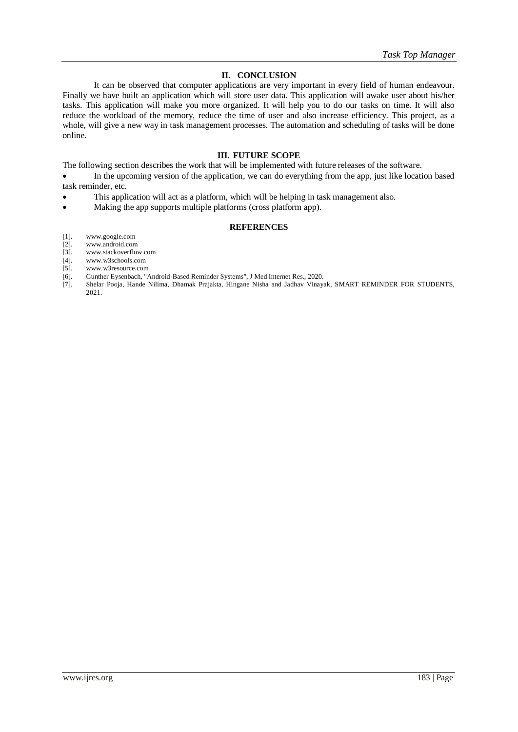## II. CONCLUSION

It can be observed that computer applications are very important in every field of human endeavour. Finally we have built an application which will store user data. This application will awake user about his/her tasks. This application will make you more organized. It will help you to do our tasks on time. It will also reduce the workload of the memory, reduce the time of user and also increase efficiency. This project, as a whole, will give a new way in task management processes. The automation and scheduling of tasks will be done online.

## III. FUTURE SCOPE

The following section describes the work that will be implemented with future releases of the software.

- In the upcoming version of the application, we can do everything from the app, just like location based task reminder, etc.
- This application will act as a platform, which will be helping in task management also.
- Making the app supports multiple platforms (cross platform app).

## REFERENCES

[1]. www.google.com
[2]. www.android.com
[3]. www.stackoverflow.com
[4]. www.w3schools.com
[5]. www.w3resource.com
[6]. Gunther Eysenbach, "Android-Based Reminder Systems", J Med Internet Res., 2020.
[7]. Shelar Pooja, Hande Nilima, Dhamak Prajakta, Hingane Nisha and Jadhav Vinayak, SMART REMINDER FOR STUDENTS, 2021.